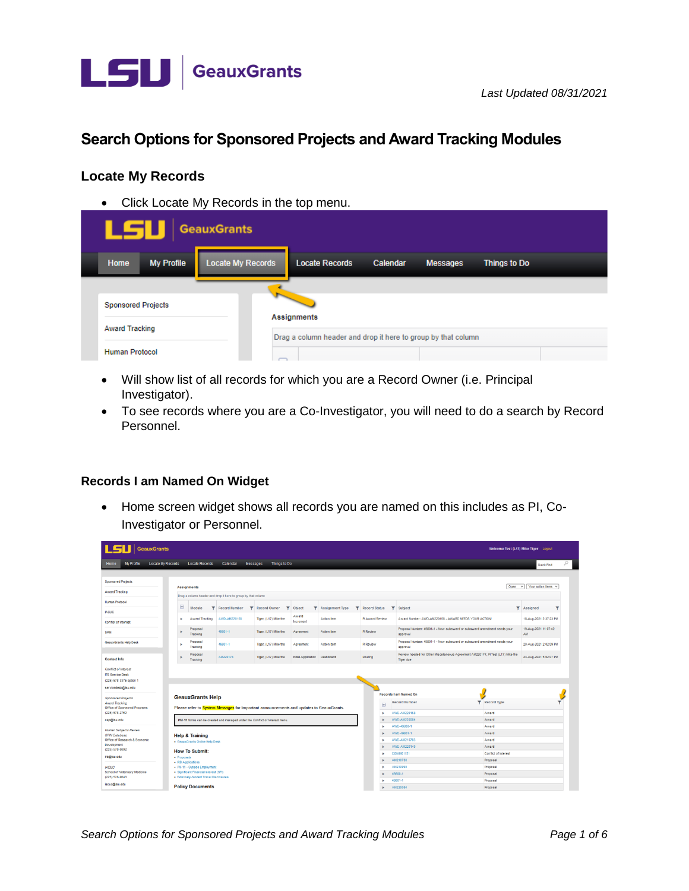Last Updated 08/31/2021

# Search Options for Sponsored Projects and Award Tracking Modules

## Locate My Records

- Click Locate My Records in the top menu.

- Will show list of all records for which you are a Record Owner (i.e. Principal Investigator).
- To see records where you are a Co-Investigator, you will need to do a search by Record Personnel.

## Records I am Named On Widget

- Home screen widget shows all records you are named on this includes as PI, Co-Investigator or Personnel.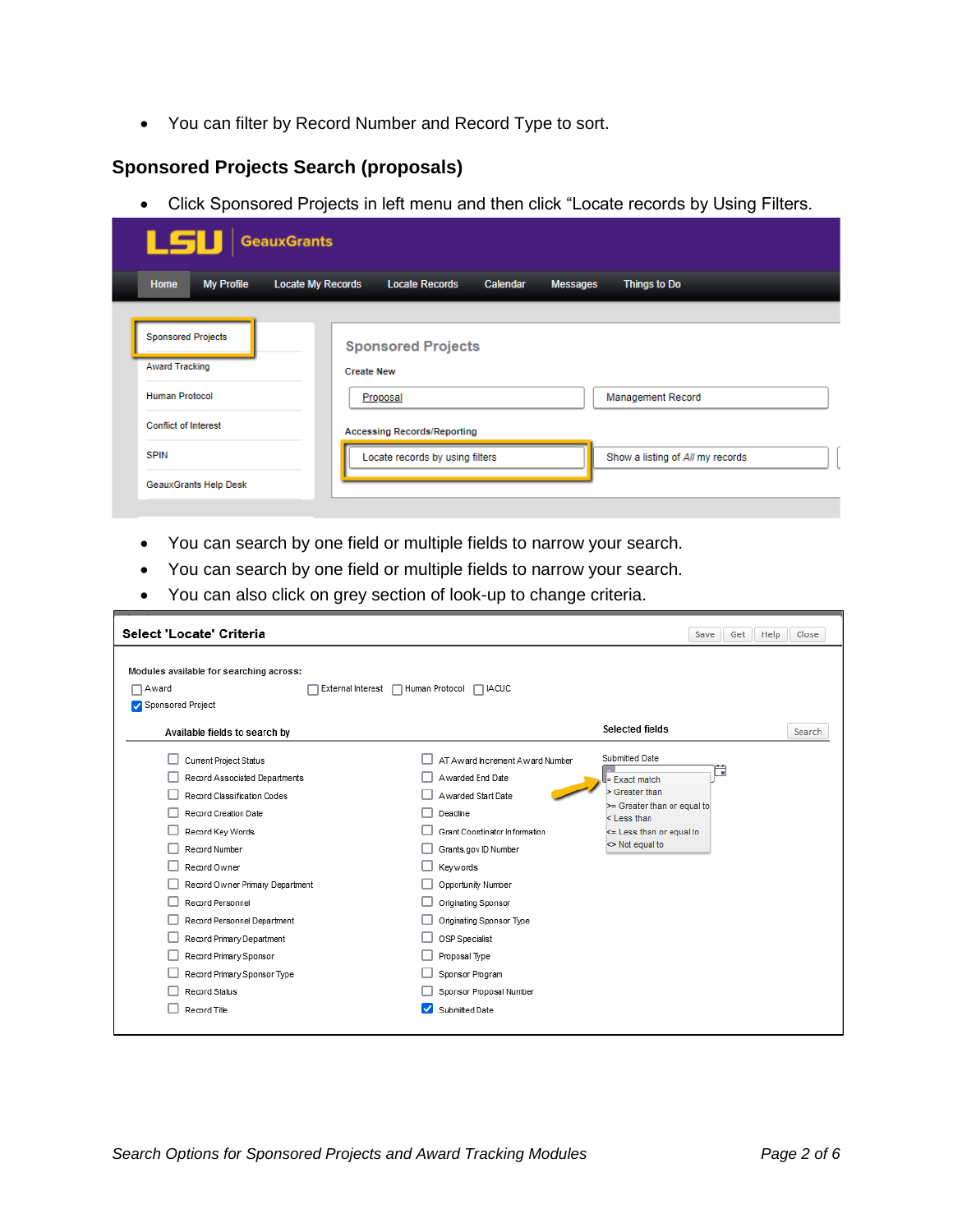- You can filter by Record Number and Record Type to sort.

## Sponsored Projects Search (proposals)

- Click Sponsored Projects in left menu and then click "Locate records by Using Filters.

LSU GeauxGrants

Home | My Profile | Locate My Records | Locate Records | Calendar | Messages | Things to Do

Sponsored Projects
Award Tracking
Human Protocol
Conflict of Interest
SPIN
GeauxGrants Help Desk

Sponsored Projects

Create New

Proposal | Management Record

Accessing Records/Reporting

Locate records by using filters | Show a listing of *All* my records

- You can search by one field or multiple fields to narrow your search.
- You can search by one field or multiple fields to narrow your search.
- You can also click on grey section of look-up to change criteria.

**Select 'Locate' Criteria** — Save | Get | Help | Close

Modules available for searching across:

- [ ] Award
- [x] Sponsored Project
- [ ] External Interest
- [ ] Human Protocol
- [ ] IACUC

Available fields to search by

- [ ] Current Project Status
- [ ] Record Associated Departments
- [ ] Record Classification Codes
- [ ] Record Creation Date
- [ ] Record Key Words
- [ ] Record Number
- [ ] Record Owner
- [ ] Record Owner Primary Department
- [ ] Record Personnel
- [ ] Record Personnel Department
- [ ] Record Primary Department
- [ ] Record Primary Sponsor
- [ ] Record Primary Sponsor Type
- [ ] Record Status
- [ ] Record Title
- [ ] AT Award Increment Award Number
- [ ] Awarded End Date
- [ ] Awarded Start Date
- [ ] Deadline
- [ ] Grant Coordinator Information
- [ ] Grants.gov ID Number
- [ ] Keywords
- [ ] Opportunity Number
- [ ] Originating Sponsor
- [ ] Originating Sponsor Type
- [ ] OSP Specialist
- [ ] Proposal Type
- [ ] Sponsor Program
- [ ] Sponsor Proposal Number
- [x] Submitted Date

Selected fields — Search

Submitted Date

- = Exact match
- > Greater than
- >= Greater than or equal to
- < Less than
- <= Less than or equal to
- <> Not equal to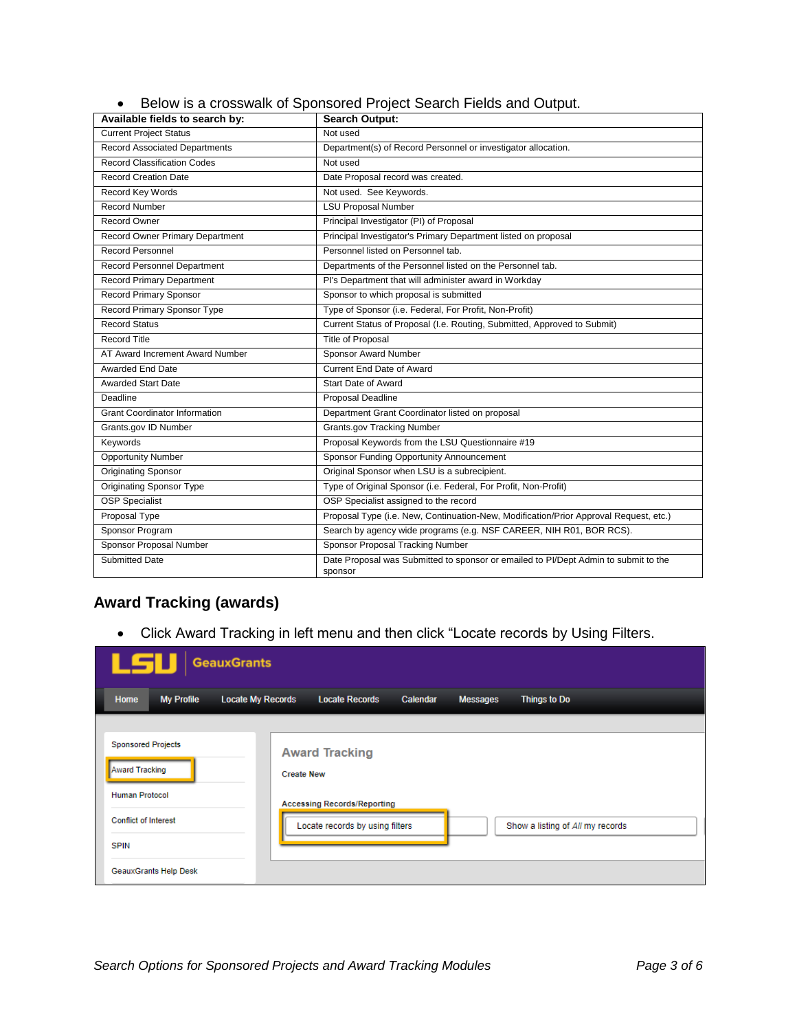- Below is a crosswalk of Sponsored Project Search Fields and Output.

| Available fields to search by: | Search Output: |
|---|---|
| Current Project Status | Not used |
| Record Associated Departments | Department(s) of Record Personnel or investigator allocation. |
| Record Classification Codes | Not used |
| Record Creation Date | Date Proposal record was created. |
| Record Key Words | Not used. See Keywords. |
| Record Number | LSU Proposal Number |
| Record Owner | Principal Investigator (PI) of Proposal |
| Record Owner Primary Department | Principal Investigator's Primary Department listed on proposal |
| Record Personnel | Personnel listed on Personnel tab. |
| Record Personnel Department | Departments of the Personnel listed on the Personnel tab. |
| Record Primary Department | PI's Department that will administer award in Workday |
| Record Primary Sponsor | Sponsor to which proposal is submitted |
| Record Primary Sponsor Type | Type of Sponsor (i.e. Federal, For Profit, Non-Profit) |
| Record Status | Current Status of Proposal (I.e. Routing, Submitted, Approved to Submit) |
| Record Title | Title of Proposal |
| AT Award Increment Award Number | Sponsor Award Number |
| Awarded End Date | Current End Date of Award |
| Awarded Start Date | Start Date of Award |
| Deadline | Proposal Deadline |
| Grant Coordinator Information | Department Grant Coordinator listed on proposal |
| Grants.gov ID Number | Grants.gov Tracking Number |
| Keywords | Proposal Keywords from the LSU Questionnaire #19 |
| Opportunity Number | Sponsor Funding Opportunity Announcement |
| Originating Sponsor | Original Sponsor when LSU is a subrecipient. |
| Originating Sponsor Type | Type of Original Sponsor (i.e. Federal, For Profit, Non-Profit) |
| OSP Specialist | OSP Specialist assigned to the record |
| Proposal Type | Proposal Type (i.e. New, Continuation-New, Modification/Prior Approval Request, etc.) |
| Sponsor Program | Search by agency wide programs (e.g. NSF CAREER, NIH R01, BOR RCS). |
| Sponsor Proposal Number | Sponsor Proposal Tracking Number |
| Submitted Date | Date Proposal was Submitted to sponsor or emailed to PI/Dept Admin to submit to the sponsor |

## Award Tracking (awards)

- Click Award Tracking in left menu and then click "Locate records by Using Filters.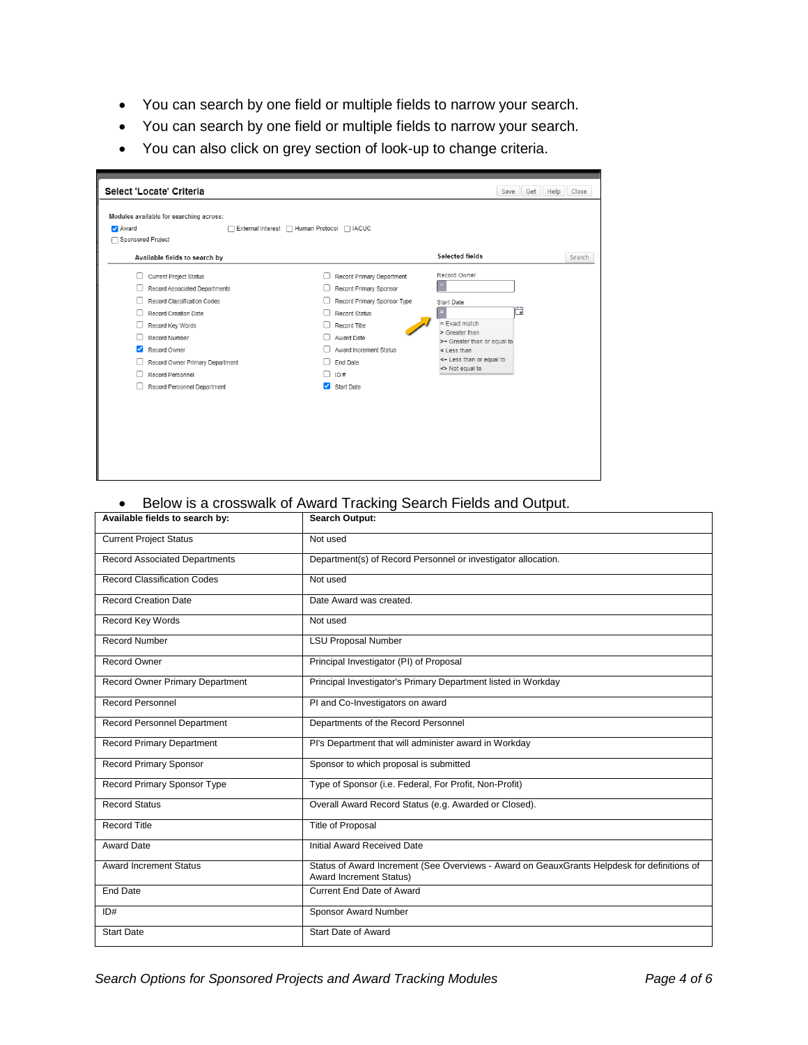- You can search by one field or multiple fields to narrow your search.
- You can search by one field or multiple fields to narrow your search.
- You can also click on grey section of look-up to change criteria.

- Below is a crosswalk of Award Tracking Search Fields and Output.

| Available fields to search by: | Search Output: |
|---|---|
| Current Project Status | Not used |
| Record Associated Departments | Department(s) of Record Personnel or investigator allocation. |
| Record Classification Codes | Not used |
| Record Creation Date | Date Award was created. |
| Record Key Words | Not used |
| Record Number | LSU Proposal Number |
| Record Owner | Principal Investigator (PI) of Proposal |
| Record Owner Primary Department | Principal Investigator's Primary Department listed in Workday |
| Record Personnel | PI and Co-Investigators on award |
| Record Personnel Department | Departments of the Record Personnel |
| Record Primary Department | PI's Department that will administer award in Workday |
| Record Primary Sponsor | Sponsor to which proposal is submitted |
| Record Primary Sponsor Type | Type of Sponsor (i.e. Federal, For Profit, Non-Profit) |
| Record Status | Overall Award Record Status (e.g. Awarded or Closed). |
| Record Title | Title of Proposal |
| Award Date | Initial Award Received Date |
| Award Increment Status | Status of Award Increment (See Overviews - Award on GeauxGrants Helpdesk for definitions of Award Increment Status) |
| End Date | Current End Date of Award |
| ID# | Sponsor Award Number |
| Start Date | Start Date of Award |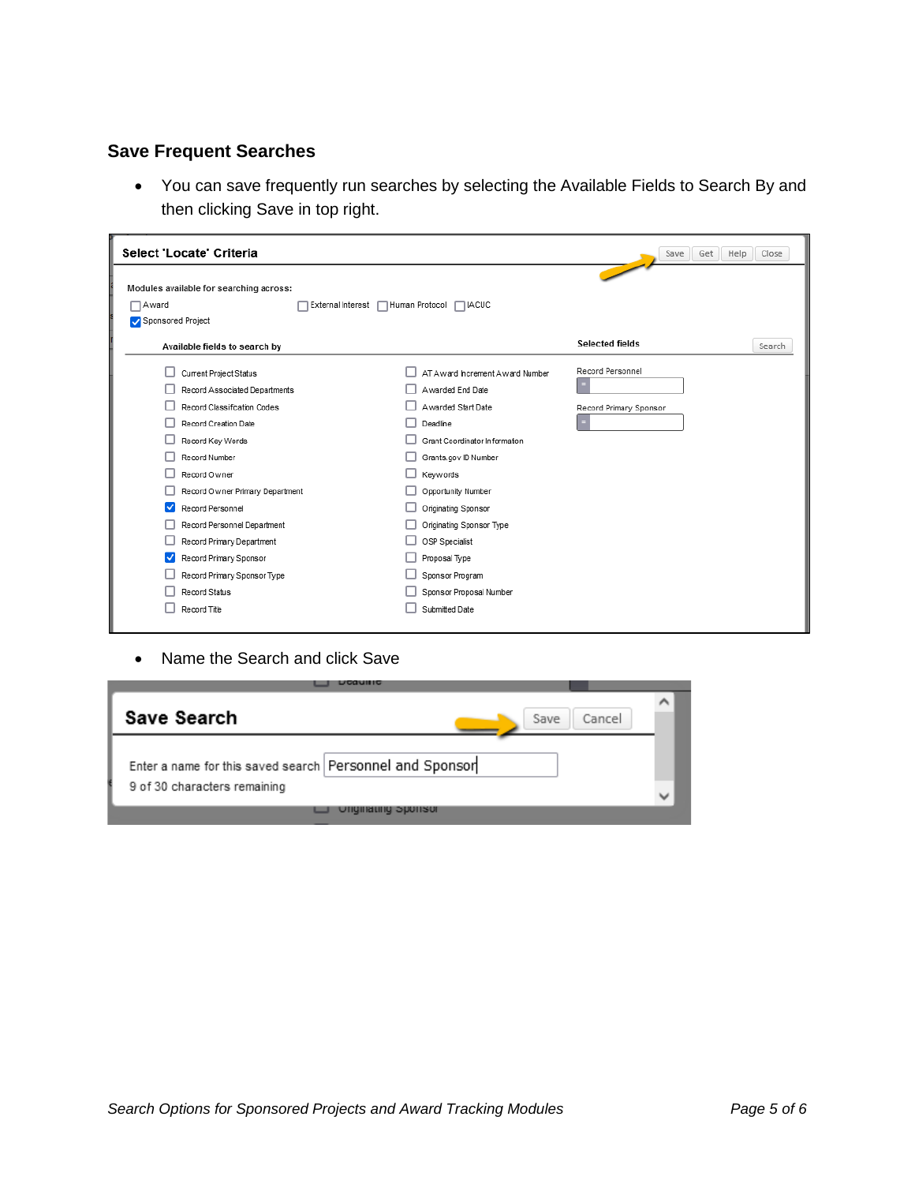## Save Frequent Searches

- You can save frequently run searches by selecting the Available Fields to Search By and then clicking Save in top right.

- Name the Search and click Save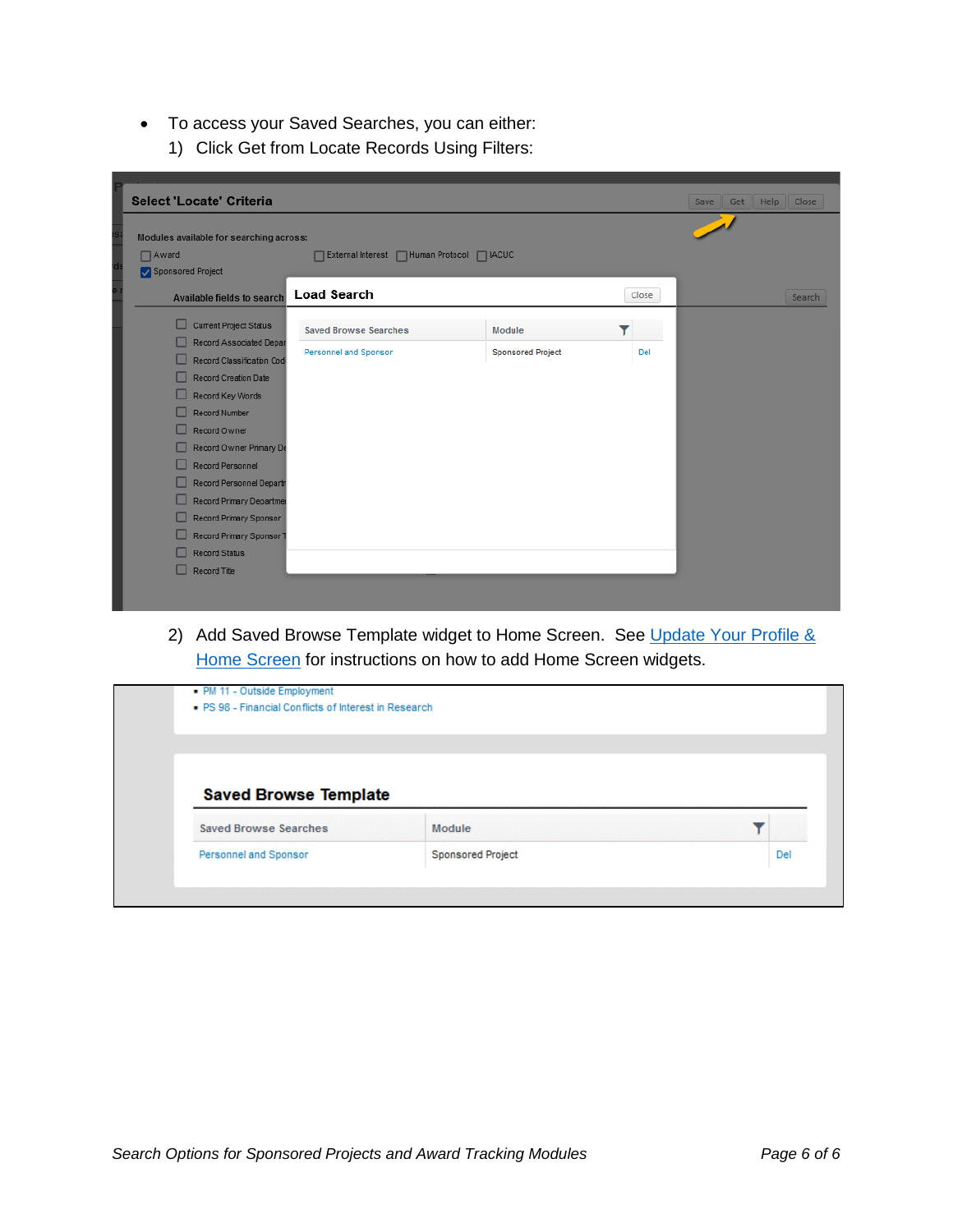- To access your Saved Searches, you can either:
  1) Click Get from Locate Records Using Filters:

  2) Add Saved Browse Template widget to Home Screen. See [Update Your Profile & Home Screen]() for instructions on how to add Home Screen widgets.